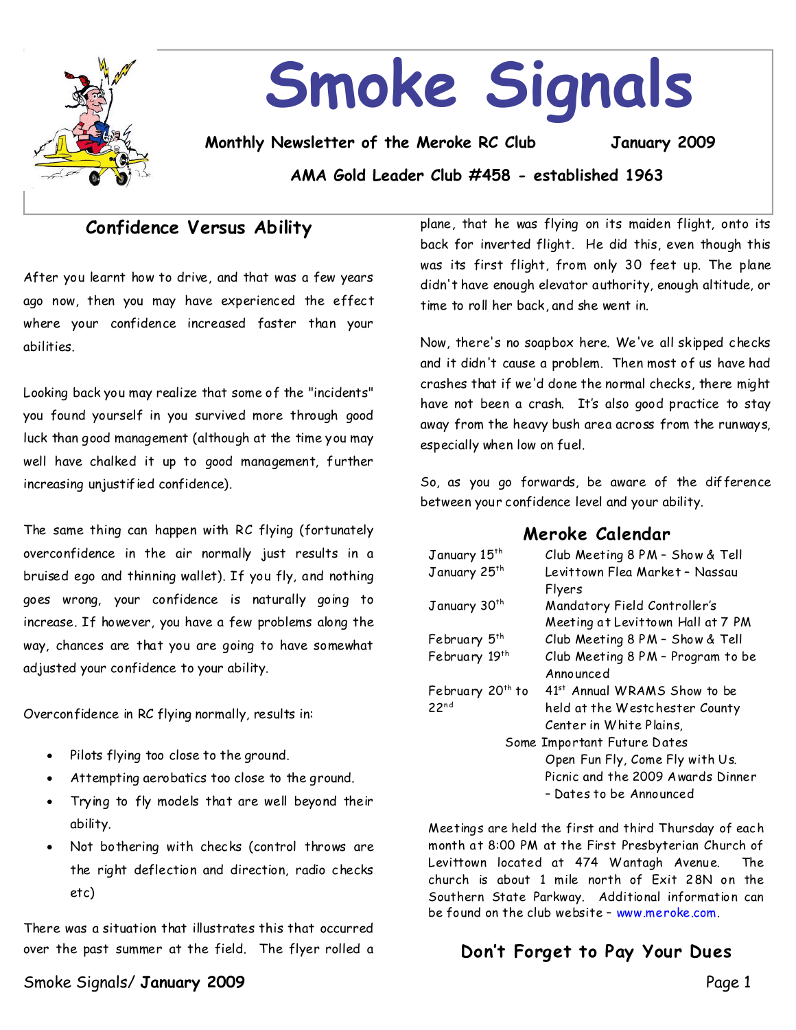# Smoke Signals

**Monthly Newsletter of the Meroke RC Club** **January 2009**

**AMA Gold Leader Club #458 - established 1963**

## Confidence Versus Ability

After you learnt how to drive, and that was a few years ago now, then you may have experienced the effect where your confidence increased faster than your abilities.

Looking back you may realize that some of the "incidents" you found yourself in you survived more through good luck than good management (although at the time you may well have chalked it up to good management, further increasing unjustified confidence).

The same thing can happen with RC flying (fortunately overconfidence in the air normally just results in a bruised ego and thinning wallet). If you fly, and nothing goes wrong, your confidence is naturally going to increase. If however, you have a few problems along the way, chances are that you are going to have somewhat adjusted your confidence to your ability.

Overconfidence in RC flying normally, results in:

- Pilots flying too close to the ground.
- Attempting aerobatics too close to the ground.
- Trying to fly models that are well beyond their ability.
- Not bothering with checks (control throws are the right deflection and direction, radio checks etc)

There was a situation that illustrates this that occurred over the past summer at the field. The flyer rolled a plane, that he was flying on its maiden flight, onto its back for inverted flight. He did this, even though this was its first flight, from only 30 feet up. The plane didn't have enough elevator authority, enough altitude, or time to roll her back, and she went in.

Now, there's no soapbox here. We've all skipped checks and it didn't cause a problem. Then most of us have had crashes that if we'd done the normal checks, there might have not been a crash. It's also good practice to stay away from the heavy bush area across from the runways, especially when low on fuel.

So, as you go forwards, be aware of the difference between your confidence level and your ability.

## Meroke Calendar

| | |
|---|---|
| January 15th | Club Meeting 8 PM – Show & Tell |
| January 25th | Levittown Flea Market – Nassau Flyers |
| January 30th | Mandatory Field Controller's Meeting at Levittown Hall at 7 PM |
| February 5th | Club Meeting 8 PM – Show & Tell |
| February 19th | Club Meeting 8 PM – Program to be Announced |
| February 20th to 22nd | 41st Annual WRAMS Show to be held at the Westchester County Center in White Plains, |

Some Important Future Dates

Open Fun Fly, Come Fly with Us.
Picnic and the 2009 Awards Dinner – Dates to be Announced

Meetings are held the first and third Thursday of each month at 8:00 PM at the First Presbyterian Church of Levittown located at 474 Wantagh Avenue. The church is about 1 mile north of Exit 28N on the Southern State Parkway. Additional information can be found on the club website – www.meroke.com.

## Don't Forget to Pay Your Dues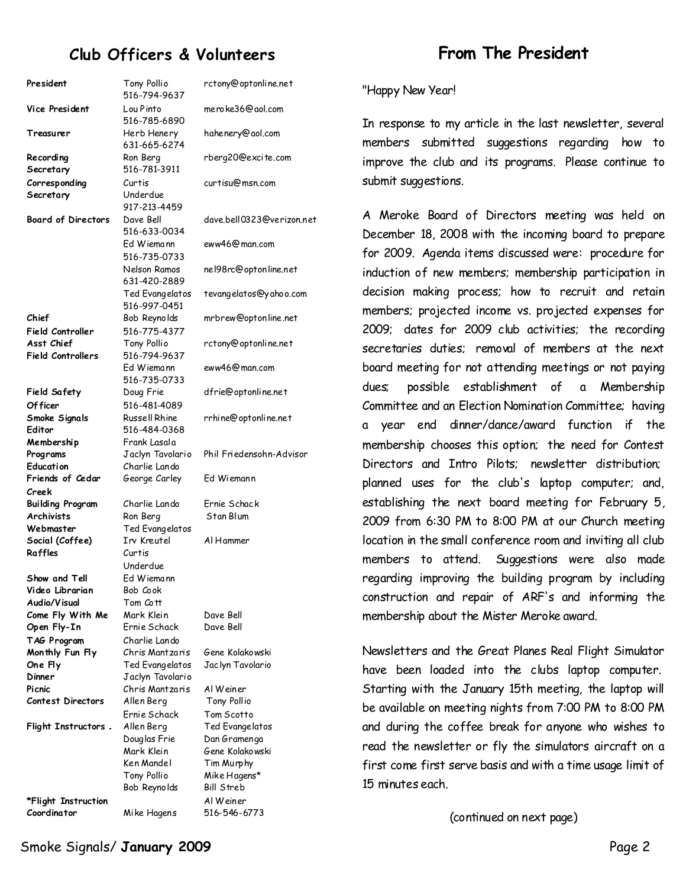## Club Officers & Volunteers

| | | |
|---|---|---|
| **President** | Tony Pollio 516-794-9637 | rctony@optonline.net |
| **Vice President** | Lou Pinto 516-785-6890 | meroke36@aol.com |
| **Treasurer** | Herb Henery 631-665-6274 | hahenery@aol.com |
| **Recording Secretary** | Ron Berg 516-781-3911 | rberg20@excite.com |
| **Corresponding Secretary** | Curtis Underdue 917-213-4459 | curtisu@msn.com |
| **Board of Directors** | Dave Bell 516-633-0034 | dave.bell0323@verizon.net |
| | Ed Wiemann 516-735-0733 | eww46@man.com |
| | Nelson Ramos 631-420-2889 | nel98rc@optonline.net |
| | Ted Evangelatos 516-997-0451 | tevangelatos@yahoo.com |
| **Chief Field Controller** | Bob Reynolds 516-775-4377 | mrbrew@optonline.net |
| **Asst Chief Field Controllers** | Tony Pollio 516-794-9637 | rctony@optonline.net |
| | Ed Wiemann 516-735-0733 | eww46@man.com |
| **Field Safety Officer** | Doug Frie 516-481-4089 | dfrie@optonline.net |
| **Smoke Signals Editor** | Russell Rhine 516-484-0368 | rrhine@optonline.net |
| **Membership** | Frank Lasala | |
| **Programs** | Jaclyn Tavolario | Phil Friedensohn-Advisor |
| **Education** | Charlie Lando | |
| **Friends of Cedar Creek** | George Carley | Ed Wiemann |
| **Building Program** | Charlie Lando | Ernie Schack |
| **Archivists** | Ron Berg | Stan Blum |
| **Webmaster** | Ted Evangelatos | |
| **Social (Coffee)** | Irv Kreutel | Al Hammer |
| **Raffles** | Curtis Underdue | |
| **Show and Tell** | Ed Wiemann | |
| **Video Librarian** | Bob Cook | |
| **Audio/Visual** | Tom Cott | |
| **Come Fly With Me** | Mark Klein | Dave Bell |
| **Open Fly-In** | Ernie Schack | Dave Bell |
| **TAG Program** | Charlie Lando | |
| **Monthly Fun Fly** | Chris Mantzaris | Gene Kolakowski |
| **One Fly** | Ted Evangelatos | Jaclyn Tavolario |
| **Dinner** | Jaclyn Tavolario | |
| **Picnic** | Chris Mantzaris | Al Weiner |
| **Contest Directors** | Allen Berg | Tony Pollio |
| | Ernie Schack | Tom Scotto |
| **Flight Instructors .** | Allen Berg | Ted Evangelatos |
| | Douglas Frie | Dan Gramenga |
| | Mark Klein | Gene Kolakowski |
| | Ken Mandel | Tim Murphy |
| | Tony Pollio | Mike Hagens* |
| | Bob Reynolds | Bill Streb |
| | | Al Weiner |
| **\*Flight Instruction Coordinator** | Mike Hagens | 516-546-6773 |

## From The President

"Happy New Year!

In response to my article in the last newsletter, several members submitted suggestions regarding how to improve the club and its programs. Please continue to submit suggestions.

A Meroke Board of Directors meeting was held on December 18, 2008 with the incoming board to prepare for 2009. Agenda items discussed were: procedure for induction of new members; membership participation in decision making process; how to recruit and retain members; projected income vs. projected expenses for 2009; dates for 2009 club activities; the recording secretaries duties; removal of members at the next board meeting for not attending meetings or not paying dues; possible establishment of a Membership Committee and an Election Nomination Committee; having a year end dinner/dance/award function if the membership chooses this option; the need for Contest Directors and Intro Pilots; newsletter distribution; planned uses for the club's laptop computer; and, establishing the next board meeting for February 5, 2009 from 6:30 PM to 8:00 PM at our Church meeting location in the small conference room and inviting all club members to attend. Suggestions were also made regarding improving the building program by including construction and repair of ARF's and informing the membership about the Mister Meroke award.

Newsletters and the Great Planes Real Flight Simulator have been loaded into the clubs laptop computer. Starting with the January 15th meeting, the laptop will be available on meeting nights from 7:00 PM to 8:00 PM and during the coffee break for anyone who wishes to read the newsletter or fly the simulators aircraft on a first come first serve basis and with a time usage limit of 15 minutes each.

(continued on next page)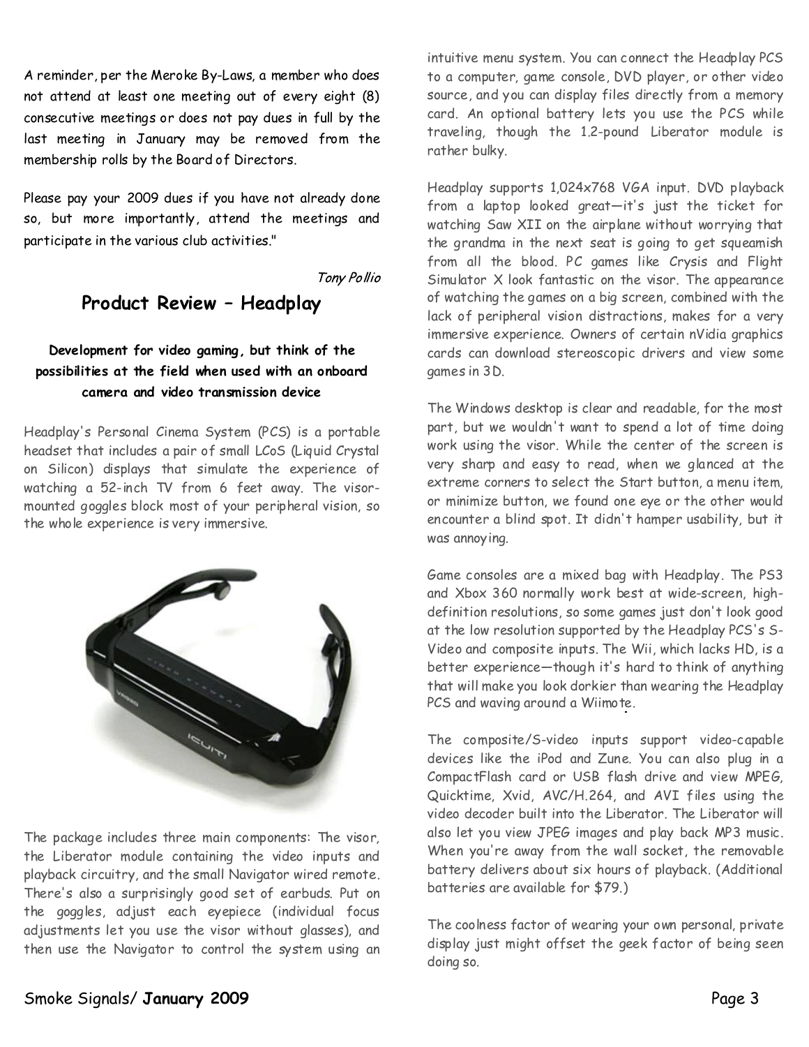A reminder, per the Meroke By-Laws, a member who does not attend at least one meeting out of every eight (8) consecutive meetings or does not pay dues in full by the last meeting in January may be removed from the membership rolls by the Board of Directors.

Please pay your 2009 dues if you have not already done so, but more importantly, attend the meetings and participate in the various club activities."

*Tony Pollio*

## Product Review – Headplay

**Development for video gaming, but think of the possibilities at the field when used with an onboard camera and video transmission device**

Headplay's Personal Cinema System (PCS) is a portable headset that includes a pair of small LCoS (Liquid Crystal on Silicon) displays that simulate the experience of watching a 52-inch TV from 6 feet away. The visor-mounted goggles block most of your peripheral vision, so the whole experience is very immersive.

The package includes three main components: The visor, the Liberator module containing the video inputs and playback circuitry, and the small Navigator wired remote. There's also a surprisingly good set of earbuds. Put on the goggles, adjust each eyepiece (individual focus adjustments let you use the visor without glasses), and then use the Navigator to control the system using an intuitive menu system. You can connect the Headplay PCS to a computer, game console, DVD player, or other video source, and you can display files directly from a memory card. An optional battery lets you use the PCS while traveling, though the 1.2-pound Liberator module is rather bulky.

Headplay supports 1,024x768 VGA input. DVD playback from a laptop looked great—it's just the ticket for watching Saw XII on the airplane without worrying that the grandma in the next seat is going to get squeamish from all the blood. PC games like Crysis and Flight Simulator X look fantastic on the visor. The appearance of watching the games on a big screen, combined with the lack of peripheral vision distractions, makes for a very immersive experience. Owners of certain nVidia graphics cards can download stereoscopic drivers and view some games in 3D.

The Windows desktop is clear and readable, for the most part, but we wouldn't want to spend a lot of time doing work using the visor. While the center of the screen is very sharp and easy to read, when we glanced at the extreme corners to select the Start button, a menu item, or minimize button, we found one eye or the other would encounter a blind spot. It didn't hamper usability, but it was annoying.

Game consoles are a mixed bag with Headplay. The PS3 and Xbox 360 normally work best at wide-screen, high-definition resolutions, so some games just don't look good at the low resolution supported by the Headplay PCS's S-Video and composite inputs. The Wii, which lacks HD, is a better experience—though it's hard to think of anything that will make you look dorkier than wearing the Headplay PCS and waving around a Wiimote.

The composite/S-video inputs support video-capable devices like the iPod and Zune. You can also plug in a CompactFlash card or USB flash drive and view MPEG, Quicktime, Xvid, AVC/H.264, and AVI files using the video decoder built into the Liberator. The Liberator will also let you view JPEG images and play back MP3 music. When you're away from the wall socket, the removable battery delivers about six hours of playback. (Additional batteries are available for $79.)

The coolness factor of wearing your own personal, private display just might offset the geek factor of being seen doing so.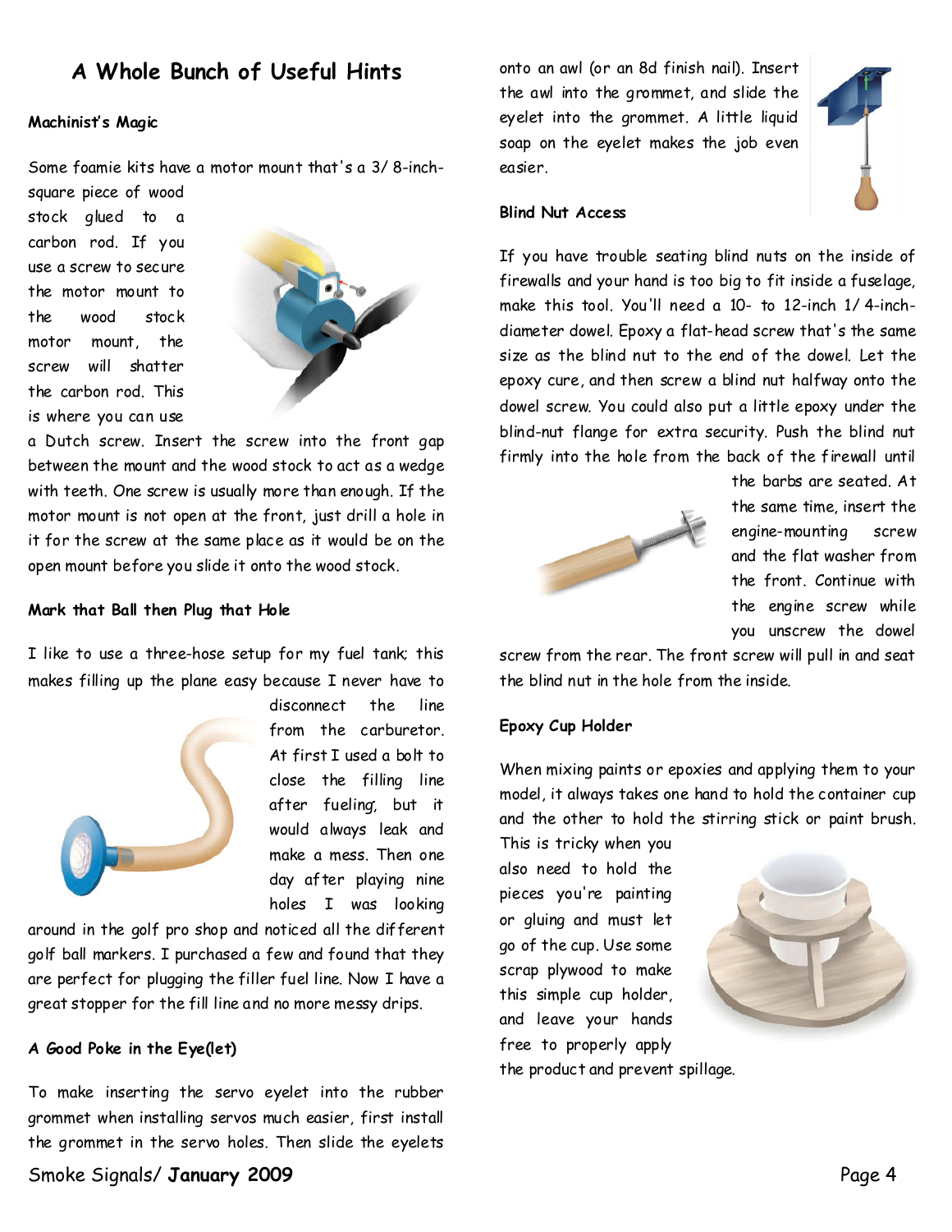## A Whole Bunch of Useful Hints

### Machinist's Magic

Some foamie kits have a motor mount that's a 3/8-inch-square piece of wood stock glued to a carbon rod. If you use a screw to secure the motor mount to the wood stock motor mount, the screw will shatter the carbon rod. This is where you can use a Dutch screw. Insert the screw into the front gap between the mount and the wood stock to act as a wedge with teeth. One screw is usually more than enough. If the motor mount is not open at the front, just drill a hole in it for the screw at the same place as it would be on the open mount before you slide it onto the wood stock.

### Mark that Ball then Plug that Hole

I like to use a three-hose setup for my fuel tank; this makes filling up the plane easy because I never have to disconnect the line from the carburetor. At first I used a bolt to close the filling line after fueling, but it would always leak and make a mess. Then one day after playing nine holes I was looking around in the golf pro shop and noticed all the different golf ball markers. I purchased a few and found that they are perfect for plugging the filler fuel line. Now I have a great stopper for the fill line and no more messy drips.

### A Good Poke in the Eye(let)

To make inserting the servo eyelet into the rubber grommet when installing servos much easier, first install the grommet in the servo holes. Then slide the eyelets onto an awl (or an 8d finish nail). Insert the awl into the grommet, and slide the eyelet into the grommet. A little liquid soap on the eyelet makes the job even easier.

### Blind Nut Access

If you have trouble seating blind nuts on the inside of firewalls and your hand is too big to fit inside a fuselage, make this tool. You'll need a 10- to 12-inch 1/4-inch-diameter dowel. Epoxy a flat-head screw that's the same size as the blind nut to the end of the dowel. Let the epoxy cure, and then screw a blind nut halfway onto the dowel screw. You could also put a little epoxy under the blind-nut flange for extra security. Push the blind nut firmly into the hole from the back of the firewall until the barbs are seated. At the same time, insert the engine-mounting screw and the flat washer from the front. Continue with the engine screw while you unscrew the dowel screw from the rear. The front screw will pull in and seat the blind nut in the hole from the inside.

### Epoxy Cup Holder

When mixing paints or epoxies and applying them to your model, it always takes one hand to hold the container cup and the other to hold the stirring stick or paint brush. This is tricky when you also need to hold the pieces you're painting or gluing and must let go of the cup. Use some scrap plywood to make this simple cup holder, and leave your hands free to properly apply the product and prevent spillage.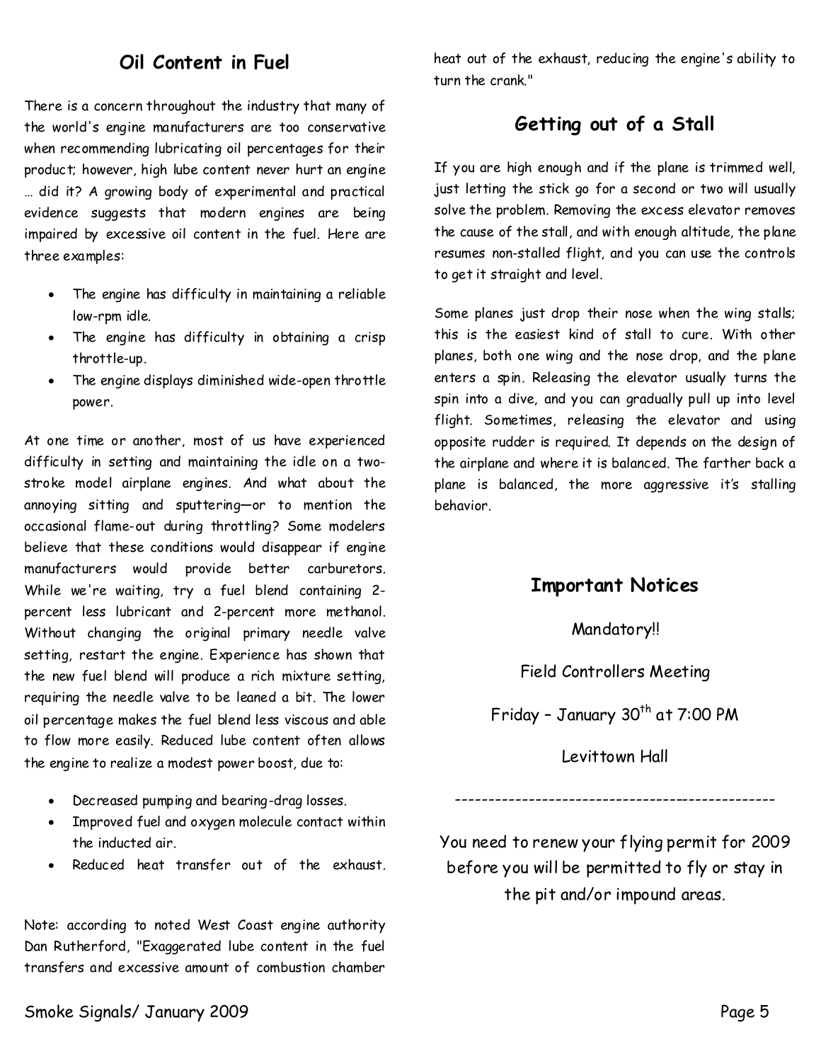## Oil Content in Fuel

There is a concern throughout the industry that many of the world's engine manufacturers are too conservative when recommending lubricating oil percentages for their product; however, high lube content never hurt an engine … did it? A growing body of experimental and practical evidence suggests that modern engines are being impaired by excessive oil content in the fuel. Here are three examples:

- The engine has difficulty in maintaining a reliable low-rpm idle.
- The engine has difficulty in obtaining a crisp throttle-up.
- The engine displays diminished wide-open throttle power.

At one time or another, most of us have experienced difficulty in setting and maintaining the idle on a two-stroke model airplane engines. And what about the annoying sitting and sputtering—or to mention the occasional flame-out during throttling? Some modelers believe that these conditions would disappear if engine manufacturers would provide better carburetors. While we're waiting, try a fuel blend containing 2-percent less lubricant and 2-percent more methanol. Without changing the original primary needle valve setting, restart the engine. Experience has shown that the new fuel blend will produce a rich mixture setting, requiring the needle valve to be leaned a bit. The lower oil percentage makes the fuel blend less viscous and able to flow more easily. Reduced lube content often allows the engine to realize a modest power boost, due to:

- Decreased pumping and bearing-drag losses.
- Improved fuel and oxygen molecule contact within the inducted air.
- Reduced heat transfer out of the exhaust.

Note: according to noted West Coast engine authority Dan Rutherford, "Exaggerated lube content in the fuel transfers and excessive amount of combustion chamber heat out of the exhaust, reducing the engine's ability to turn the crank."

## Getting out of a Stall

If you are high enough and if the plane is trimmed well, just letting the stick go for a second or two will usually solve the problem. Removing the excess elevator removes the cause of the stall, and with enough altitude, the plane resumes non-stalled flight, and you can use the controls to get it straight and level.

Some planes just drop their nose when the wing stalls; this is the easiest kind of stall to cure. With other planes, both one wing and the nose drop, and the plane enters a spin. Releasing the elevator usually turns the spin into a dive, and you can gradually pull up into level flight. Sometimes, releasing the elevator and using opposite rudder is required. It depends on the design of the airplane and where it is balanced. The farther back a plane is balanced, the more aggressive it's stalling behavior.

## Important Notices

Mandatory!!

Field Controllers Meeting

Friday – January 30th at 7:00 PM

Levittown Hall

-----------------------------------------------

You need to renew your flying permit for 2009 before you will be permitted to fly or stay in the pit and/or impound areas.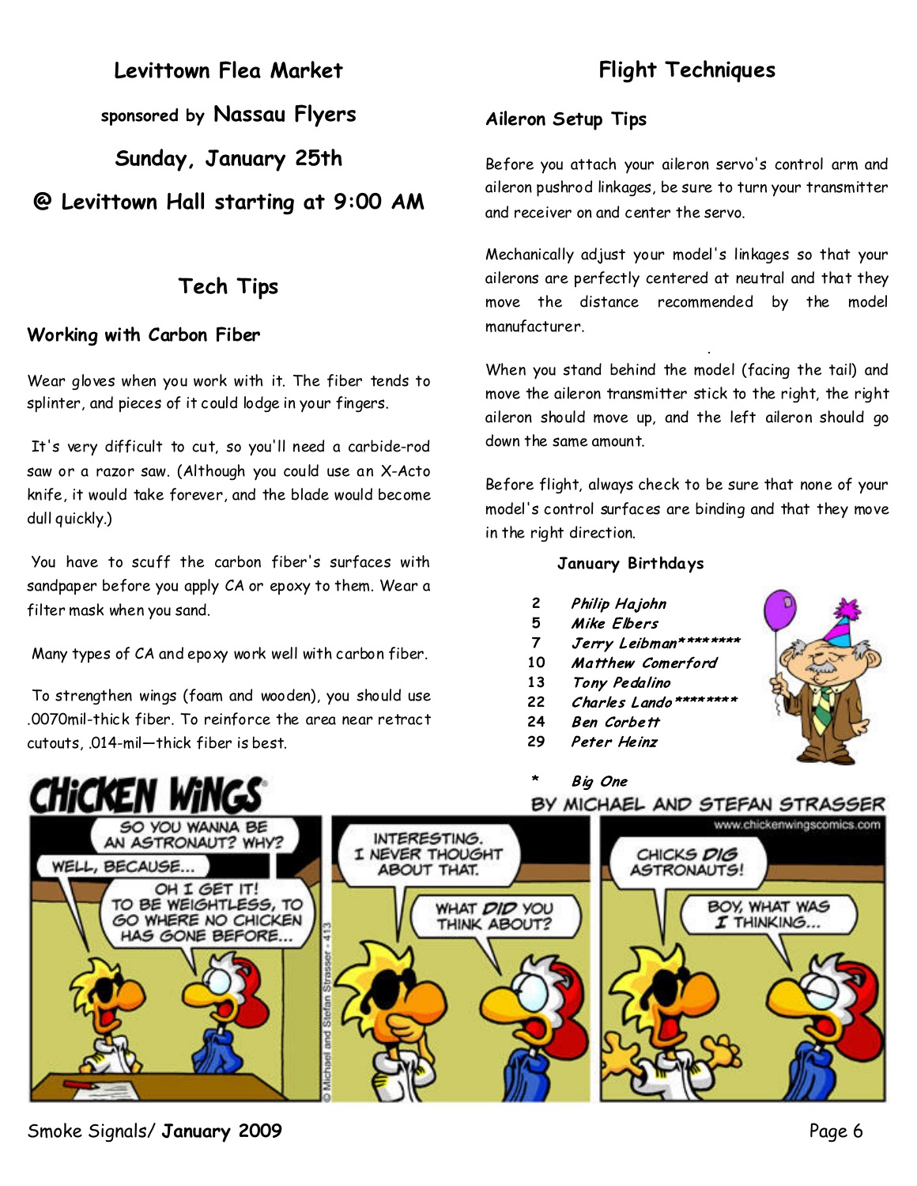## Levittown Flea Market

**sponsored by Nassau Flyers**

**Sunday, January 25th**

**@ Levittown Hall starting at 9:00 AM**

## Tech Tips

### Working with Carbon Fiber

Wear gloves when you work with it. The fiber tends to splinter, and pieces of it could lodge in your fingers.

It's very difficult to cut, so you'll need a carbide-rod saw or a razor saw. (Although you could use an X-Acto knife, it would take forever, and the blade would become dull quickly.)

You have to scuff the carbon fiber's surfaces with sandpaper before you apply CA or epoxy to them. Wear a filter mask when you sand.

Many types of CA and epoxy work well with carbon fiber.

To strengthen wings (foam and wooden), you should use .0070mil-thick fiber. To reinforce the area near retract cutouts, .014-mil—thick fiber is best.

## Flight Techniques

### Aileron Setup Tips

Before you attach your aileron servo's control arm and aileron pushrod linkages, be sure to turn your transmitter and receiver on and center the servo.

Mechanically adjust your model's linkages so that your ailerons are perfectly centered at neutral and that they move the distance recommended by the model manufacturer.

When you stand behind the model (facing the tail) and move the aileron transmitter stick to the right, the right aileron should move up, and the left aileron should go down the same amount.

Before flight, always check to be sure that none of your model's control surfaces are binding and that they move in the right direction.

### January Birthdays

| | |
|---|---|
| 2 | *Philip Hajohn* |
| 5 | *Mike Elbers* |
| 7 | *Jerry Leibman*********** |
| 10 | *Matthew Comerford* |
| 13 | *Tony Pedalino* |
| 22 | *Charles Lando*********** |
| 24 | *Ben Corbett* |
| 29 | *Peter Heinz* |

\* *Big One*